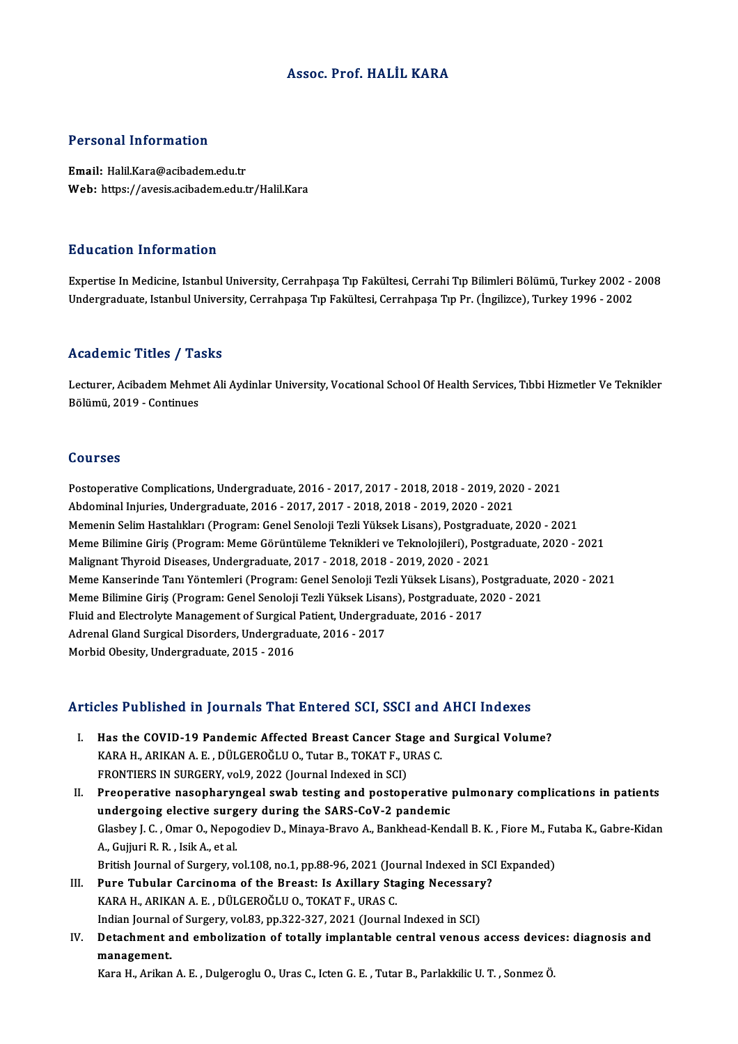# Assoc. Prof. HALİL KARA

## Personal Information

**Email:** Halil.Kara@acibadem.edu.tr
**Web:** https://avesis.acibadem.edu.tr/Halil.Kara

## Education Information

Expertise In Medicine, Istanbul University, Cerrahpaşa Tıp Fakültesi, Cerrahi Tıp Bilimleri Bölümü, Turkey 2002 - 2008
Undergraduate, Istanbul University, Cerrahpaşa Tıp Fakültesi, Cerrahpaşa Tıp Pr. (İngilizce), Turkey 1996 - 2002

## Academic Titles / Tasks

Lecturer, Acibadem Mehmet Ali Aydinlar University, Vocational School Of Health Services, Tıbbi Hizmetler Ve Teknikler Bölümü, 2019 - Continues

## Courses

Postoperative Complications, Undergraduate, 2016 - 2017, 2017 - 2018, 2018 - 2019, 2020 - 2021
Abdominal Injuries, Undergraduate, 2016 - 2017, 2017 - 2018, 2018 - 2019, 2020 - 2021
Memenin Selim Hastalıkları (Program: Genel Senoloji Tezli Yüksek Lisans), Postgraduate, 2020 - 2021
Meme Bilimine Giriş (Program: Meme Görüntüleme Teknikleri ve Teknolojileri), Postgraduate, 2020 - 2021
Malignant Thyroid Diseases, Undergraduate, 2017 - 2018, 2018 - 2019, 2020 - 2021
Meme Kanserinde Tanı Yöntemleri (Program: Genel Senoloji Tezli Yüksek Lisans), Postgraduate, 2020 - 2021
Meme Bilimine Giriş (Program: Genel Senoloji Tezli Yüksek Lisans), Postgraduate, 2020 - 2021
Fluid and Electrolyte Management of Surgical Patient, Undergraduate, 2016 - 2017
Adrenal Gland Surgical Disorders, Undergraduate, 2016 - 2017
Morbid Obesity, Undergraduate, 2015 - 2016

## Articles Published in Journals That Entered SCI, SSCI and AHCI Indexes

I. **Has the COVID-19 Pandemic Affected Breast Cancer Stage and Surgical Volume?**
KARA H., ARIKAN A. E. , DÜLGEROĞLU O., Tutar B., TOKAT F., URAS C.
FRONTIERS IN SURGERY, vol.9, 2022 (Journal Indexed in SCI)

II. **Preoperative nasopharyngeal swab testing and postoperative pulmonary complications in patients undergoing elective surgery during the SARS-CoV-2 pandemic**
Glasbey J. C. , Omar O., Nepogodiev D., Minaya-Bravo A., Bankhead-Kendall B. K. , Fiore M., Futaba K., Gabre-Kidan A., Gujjuri R. R. , Isik A., et al.
British Journal of Surgery, vol.108, no.1, pp.88-96, 2021 (Journal Indexed in SCI Expanded)

III. **Pure Tubular Carcinoma of the Breast: Is Axillary Staging Necessary?**
KARA H., ARIKAN A. E. , DÜLGEROĞLU O., TOKAT F., URAS C.
Indian Journal of Surgery, vol.83, pp.322-327, 2021 (Journal Indexed in SCI)

IV. **Detachment and embolization of totally implantable central venous access devices: diagnosis and management.**
Kara H., Arikan A. E. , Dulgeroglu O., Uras C., Icten G. E. , Tutar B., Parlakkilic U. T. , Sonmez Ö.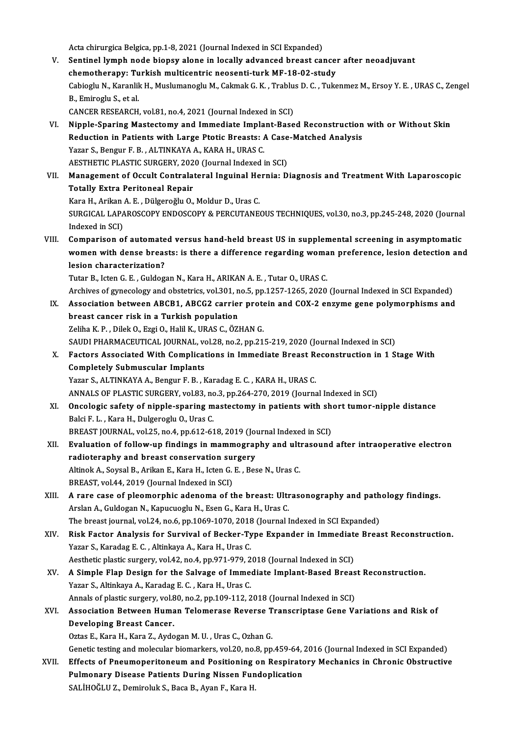Acta chirurgica Belgica, pp.1-8, 2021 (Journal Indexed in SCI Expanded)

V. **Sentinel lymph node biopsy alone in locally advanced breast cancer after neoadjuvant chemotherapy: Turkish multicentric neosenti-turk MF-18-02-study**
Cabioglu N., Karanlik H., Muslumanoglu M., Cakmak G. K. , Trablus D. C. , Tukenmez M., Ersoy Y. E. , URAS C., Zengel B., Emiroglu S., et al.
CANCER RESEARCH, vol.81, no.4, 2021 (Journal Indexed in SCI)

VI. **Nipple-Sparing Mastectomy and Immediate Implant-Based Reconstruction with or Without Skin Reduction in Patients with Large Ptotic Breasts: A Case-Matched Analysis**
Yazar S., Bengur F. B. , ALTINKAYA A., KARA H., URAS C.
AESTHETIC PLASTIC SURGERY, 2020 (Journal Indexed in SCI)

VII. **Management of Occult Contralateral Inguinal Hernia: Diagnosis and Treatment With Laparoscopic Totally Extra Peritoneal Repair**
Kara H., Arikan A. E. , Dülgeroğlu O., Moldur D., Uras C.
SURGICAL LAPAROSCOPY ENDOSCOPY & PERCUTANEOUS TECHNIQUES, vol.30, no.3, pp.245-248, 2020 (Journal Indexed in SCI)

VIII. **Comparison of automated versus hand-held breast US in supplemental screening in asymptomatic women with dense breasts: is there a difference regarding woman preference, lesion detection and lesion characterization?**
Tutar B., Icten G. E. , Guldogan N., Kara H., ARIKAN A. E. , Tutar O., URAS C.
Archives of gynecology and obstetrics, vol.301, no.5, pp.1257-1265, 2020 (Journal Indexed in SCI Expanded)

IX. **Association between ABCB1, ABCG2 carrier protein and COX-2 enzyme gene polymorphisms and breast cancer risk in a Turkish population**
Zeliha K. P. , Dilek O., Ezgi O., Halil K., URAS C., ÖZHAN G.
SAUDI PHARMACEUTICAL JOURNAL, vol.28, no.2, pp.215-219, 2020 (Journal Indexed in SCI)

X. **Factors Associated With Complications in Immediate Breast Reconstruction in 1 Stage With Completely Submuscular Implants**
Yazar S., ALTINKAYA A., Bengur F. B. , Karadag E. C. , KARA H., URAS C.
ANNALS OF PLASTIC SURGERY, vol.83, no.3, pp.264-270, 2019 (Journal Indexed in SCI)

XI. **Oncologic safety of nipple-sparing mastectomy in patients with short tumor-nipple distance**
Balci F. L. , Kara H., Dulgeroglu O., Uras C.
BREAST JOURNAL, vol.25, no.4, pp.612-618, 2019 (Journal Indexed in SCI)

XII. **Evaluation of follow-up findings in mammography and ultrasound after intraoperative electron radioteraphy and breast conservation surgery**
Altinok A., Soysal B., Arikan E., Kara H., Icten G. E. , Bese N., Uras C.
BREAST, vol.44, 2019 (Journal Indexed in SCI)

XIII. **A rare case of pleomorphic adenoma of the breast: Ultrasonography and pathology findings.**
Arslan A., Guldogan N., Kapucuoglu N., Esen G., Kara H., Uras C.
The breast journal, vol.24, no.6, pp.1069-1070, 2018 (Journal Indexed in SCI Expanded)

XIV. **Risk Factor Analysis for Survival of Becker-Type Expander in Immediate Breast Reconstruction.**
Yazar S., Karadag E. C. , Altinkaya A., Kara H., Uras C.
Aesthetic plastic surgery, vol.42, no.4, pp.971-979, 2018 (Journal Indexed in SCI)

XV. **A Simple Flap Design for the Salvage of Immediate Implant-Based Breast Reconstruction.**
Yazar S., Altinkaya A., Karadag E. C. , Kara H., Uras C.
Annals of plastic surgery, vol.80, no.2, pp.109-112, 2018 (Journal Indexed in SCI)

XVI. **Association Between Human Telomerase Reverse Transcriptase Gene Variations and Risk of Developing Breast Cancer.**
Oztas E., Kara H., Kara Z., Aydogan M. U. , Uras C., Ozhan G.
Genetic testing and molecular biomarkers, vol.20, no.8, pp.459-64, 2016 (Journal Indexed in SCI Expanded)

XVII. **Effects of Pneumoperitoneum and Positioning on Respiratory Mechanics in Chronic Obstructive Pulmonary Disease Patients During Nissen Fundoplication**
SALİHOĞLU Z., Demiroluk S., Baca B., Ayan F., Kara H.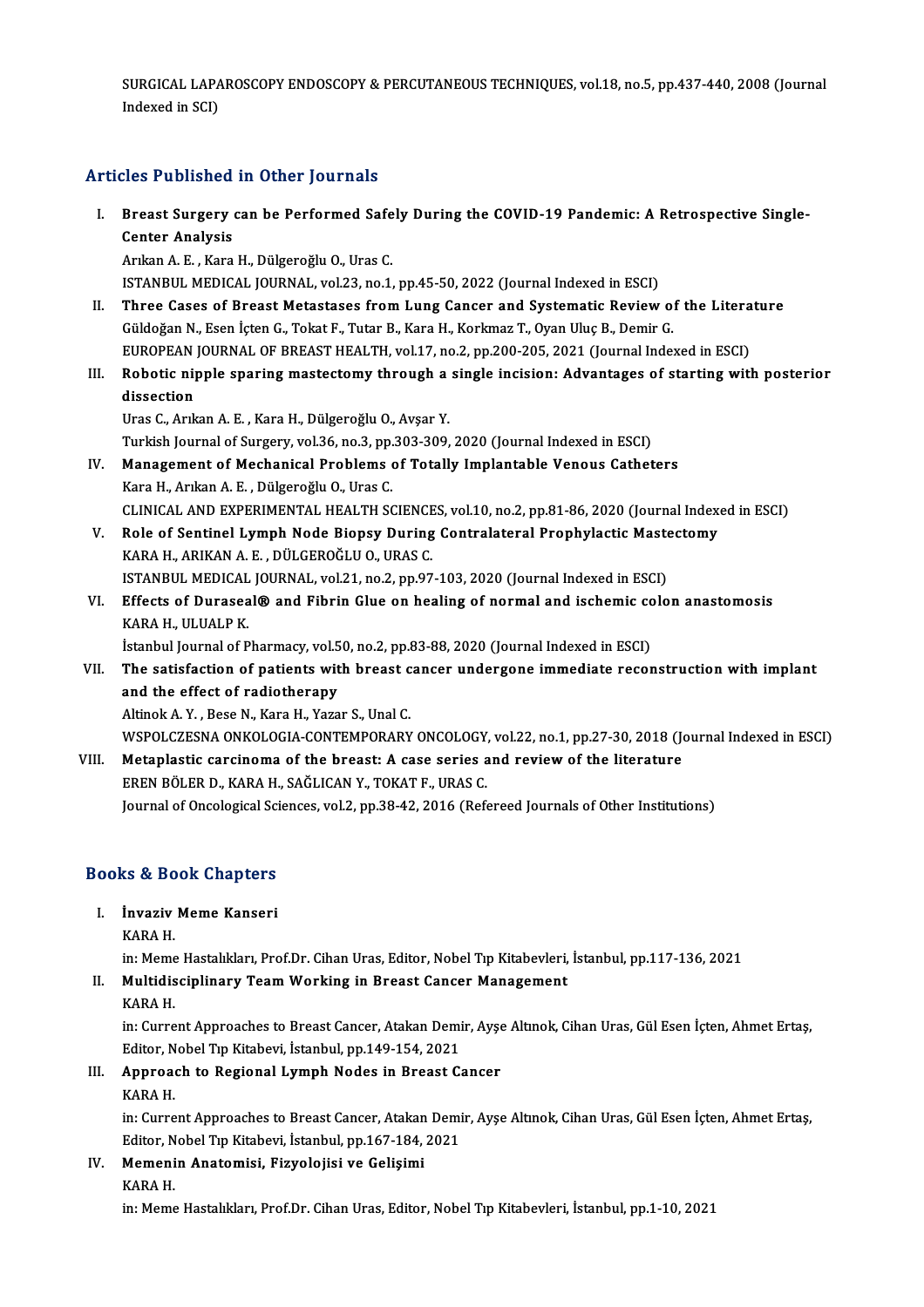SURGICAL LAPAROSCOPY ENDOSCOPY & PERCUTANEOUS TECHNIQUES, vol.18, no.5, pp.437-440, 2008 (Journal Indexed in SCI)

## Articles Published in Other Journals

I. **Breast Surgery can be Performed Safely During the COVID-19 Pandemic: A Retrospective Single-Center Analysis**
   Arıkan A. E. , Kara H., Dülgeroğlu O., Uras C.
   ISTANBUL MEDICAL JOURNAL, vol.23, no.1, pp.45-50, 2022 (Journal Indexed in ESCI)

II. **Three Cases of Breast Metastases from Lung Cancer and Systematic Review of the Literature**
   Güldoğan N., Esen İçten G., Tokat F., Tutar B., Kara H., Korkmaz T., Oyan Uluç B., Demir G.
   EUROPEAN JOURNAL OF BREAST HEALTH, vol.17, no.2, pp.200-205, 2021 (Journal Indexed in ESCI)

III. **Robotic nipple sparing mastectomy through a single incision: Advantages of starting with posterior dissection**
   Uras C., Arıkan A. E. , Kara H., Dülgeroğlu O., Avşar Y.
   Turkish Journal of Surgery, vol.36, no.3, pp.303-309, 2020 (Journal Indexed in ESCI)

IV. **Management of Mechanical Problems of Totally Implantable Venous Catheters**
   Kara H., Arıkan A. E. , Dülgeroğlu O., Uras C.
   CLINICAL AND EXPERIMENTAL HEALTH SCIENCES, vol.10, no.2, pp.81-86, 2020 (Journal Indexed in ESCI)

V. **Role of Sentinel Lymph Node Biopsy During Contralateral Prophylactic Mastectomy**
   KARA H., ARIKAN A. E. , DÜLGEROĞLU O., URAS C.
   ISTANBUL MEDICAL JOURNAL, vol.21, no.2, pp.97-103, 2020 (Journal Indexed in ESCI)

VI. **Effects of Duraseal® and Fibrin Glue on healing of normal and ischemic colon anastomosis**
   KARA H., ULUALP K.
   İstanbul Journal of Pharmacy, vol.50, no.2, pp.83-88, 2020 (Journal Indexed in ESCI)

VII. **The satisfaction of patients with breast cancer undergone immediate reconstruction with implant and the effect of radiotherapy**
   Altinok A. Y. , Bese N., Kara H., Yazar S., Unal C.
   WSPOLCZESNA ONKOLOGIA-CONTEMPORARY ONCOLOGY, vol.22, no.1, pp.27-30, 2018 (Journal Indexed in ESCI)

VIII. **Metaplastic carcinoma of the breast: A case series and review of the literature**
   EREN BÖLER D., KARA H., SAĞLICAN Y., TOKAT F., URAS C.
   Journal of Oncological Sciences, vol.2, pp.38-42, 2016 (Refereed Journals of Other Institutions)

## Books & Book Chapters

I. **İnvaziv Meme Kanseri**
   KARA H.
   in: Meme Hastalıkları, Prof.Dr. Cihan Uras, Editor, Nobel Tıp Kitabevleri, İstanbul, pp.117-136, 2021

II. **Multidisciplinary Team Working in Breast Cancer Management**
   KARA H.
   in: Current Approaches to Breast Cancer, Atakan Demir, Ayşe Altınok, Cihan Uras, Gül Esen İçten, Ahmet Ertaş, Editor, Nobel Tıp Kitabevi, İstanbul, pp.149-154, 2021

III. **Approach to Regional Lymph Nodes in Breast Cancer**
   KARA H.
   in: Current Approaches to Breast Cancer, Atakan Demir, Ayşe Altınok, Cihan Uras, Gül Esen İçten, Ahmet Ertaş, Editor, Nobel Tıp Kitabevi, İstanbul, pp.167-184, 2021

IV. **Memenin Anatomisi, Fizyolojisi ve Gelişimi**
   KARA H.
   in: Meme Hastalıkları, Prof.Dr. Cihan Uras, Editor, Nobel Tıp Kitabevleri, İstanbul, pp.1-10, 2021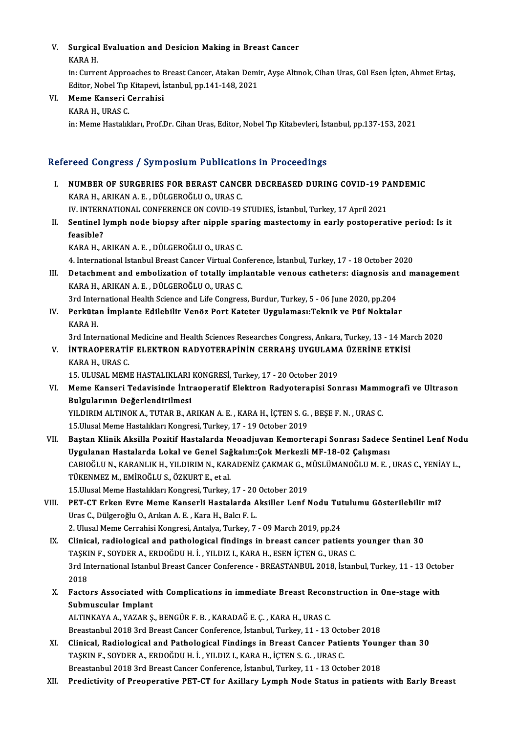V. **Surgical Evaluation and Desicion Making in Breast Cancer**
KARA H.
in: Current Approaches to Breast Cancer, Atakan Demir, Ayşe Altınok, Cihan Uras, Gül Esen İçten, Ahmet Ertaş, Editor, Nobel Tıp Kitapevi, İstanbul, pp.141-148, 2021

VI. **Meme Kanseri Cerrahisi**
KARA H., URAS C.
in: Meme Hastalıkları, Prof.Dr. Cihan Uras, Editor, Nobel Tıp Kitabevleri, İstanbul, pp.137-153, 2021

## Refereed Congress / Symposium Publications in Proceedings

I. **NUMBER OF SURGERIES FOR BERAST CANCER DECREASED DURING COVID-19 PANDEMIC**
KARA H., ARIKAN A. E. , DÜLGEROĞLU O., URAS C.
IV. INTERNATIONAL CONFERENCE ON COVID-19 STUDIES, İstanbul, Turkey, 17 April 2021

II. **Sentinel lymph node biopsy after nipple sparing mastectomy in early postoperative period: Is it feasible?**
KARA H., ARIKAN A. E. , DÜLGEROĞLU O., URAS C.
4. International Istanbul Breast Cancer Virtual Conference, İstanbul, Turkey, 17 - 18 October 2020

III. **Detachment and embolization of totally implantable venous catheters: diagnosis and management**
KARA H., ARIKAN A. E. , DÜLGEROĞLU O., URAS C.
3rd International Health Science and Life Congress, Burdur, Turkey, 5 - 06 June 2020, pp.204

IV. **Perkütan İmplante Edilebilir Venöz Port Kateter Uygulaması:Teknik ve Püf Noktalar**
KARA H.
3rd International Medicine and Health Sciences Researches Congress, Ankara, Turkey, 13 - 14 March 2020

V. **İNTRAOPERATİF ELEKTRON RADYOTERAPİNİN CERRAHŞ UYGULAMA ÜZERİNE ETKİSİ**
KARA H., URAS C.
15. ULUSAL MEME HASTALIKLARI KONGRESİ, Turkey, 17 - 20 October 2019

VI. **Meme Kanseri Tedavisinde İntraoperatif Elektron Radyoterapisi Sonrası Mammografi ve Ultrason Bulgularının Değerlendirilmesi**
YILDIRIM ALTINOK A., TUTAR B., ARIKAN A. E. , KARA H., İÇTEN S. G. , BEŞE F. N. , URAS C.
15.Ulusal Meme Hastalıkları Kongresi, Turkey, 17 - 19 October 2019

VII. **Baştan Klinik Aksilla Pozitif Hastalarda Neoadjuvan Kemorterapi Sonrası Sadece Sentinel Lenf Nodu Uygulanan Hastalarda Lokal ve Genel Sağkalım:Çok Merkezli MF-18-02 Çalışması**
CABIOĞLU N., KARANLIK H., YILDIRIM N., KARADENİZ ÇAKMAK G., MÜSLÜMANOĞLU M. E. , URAS C., YENİAY L., TÜKENMEZ M., EMİROĞLU S., ÖZKURT E., et al.
15.Ulusal Meme Hastalıkları Kongresi, Turkey, 17 - 20 October 2019

VIII. **PET-CT Erken Evre Meme Kanserli Hastalarda Aksiller Lenf Nodu Tutulumu Gösterilebilir mi?**
Uras C., Dülgeroğlu O., Arıkan A. E. , Kara H., Balcı F. L.
2. Ulusal Meme Cerrahisi Kongresi, Antalya, Turkey, 7 - 09 March 2019, pp.24

IX. **Clinical, radiological and pathological findings in breast cancer patients younger than 30**
TAŞKIN F., SOYDER A., ERDOĞDU H. İ. , YILDIZ I., KARA H., ESEN İÇTEN G., URAS C.
3rd International Istanbul Breast Cancer Conference - BREASTANBUL 2018, İstanbul, Turkey, 11 - 13 October 2018

X. **Factors Associated with Complications in immediate Breast Reconstruction in One-stage with Submuscular Implant**
ALTINKAYA A., YAZAR Ş., BENGÜR F. B. , KARADAĞ E. Ç. , KARA H., URAS C.
Breastanbul 2018 3rd Breast Cancer Conference, İstanbul, Turkey, 11 - 13 October 2018

XI. **Clinical, Radiological and Pathological Findings in Breast Cancer Patients Younger than 30**
TAŞKIN F., SOYDER A., ERDOĞDU H. İ. , YILDIZ I., KARA H., İÇTEN S. G. , URAS C.
Breastanbul 2018 3rd Breast Cancer Conference, İstanbul, Turkey, 11 - 13 October 2018

XII. **Predictivity of Preoperative PET-CT for Axillary Lymph Node Status in patients with Early Breast**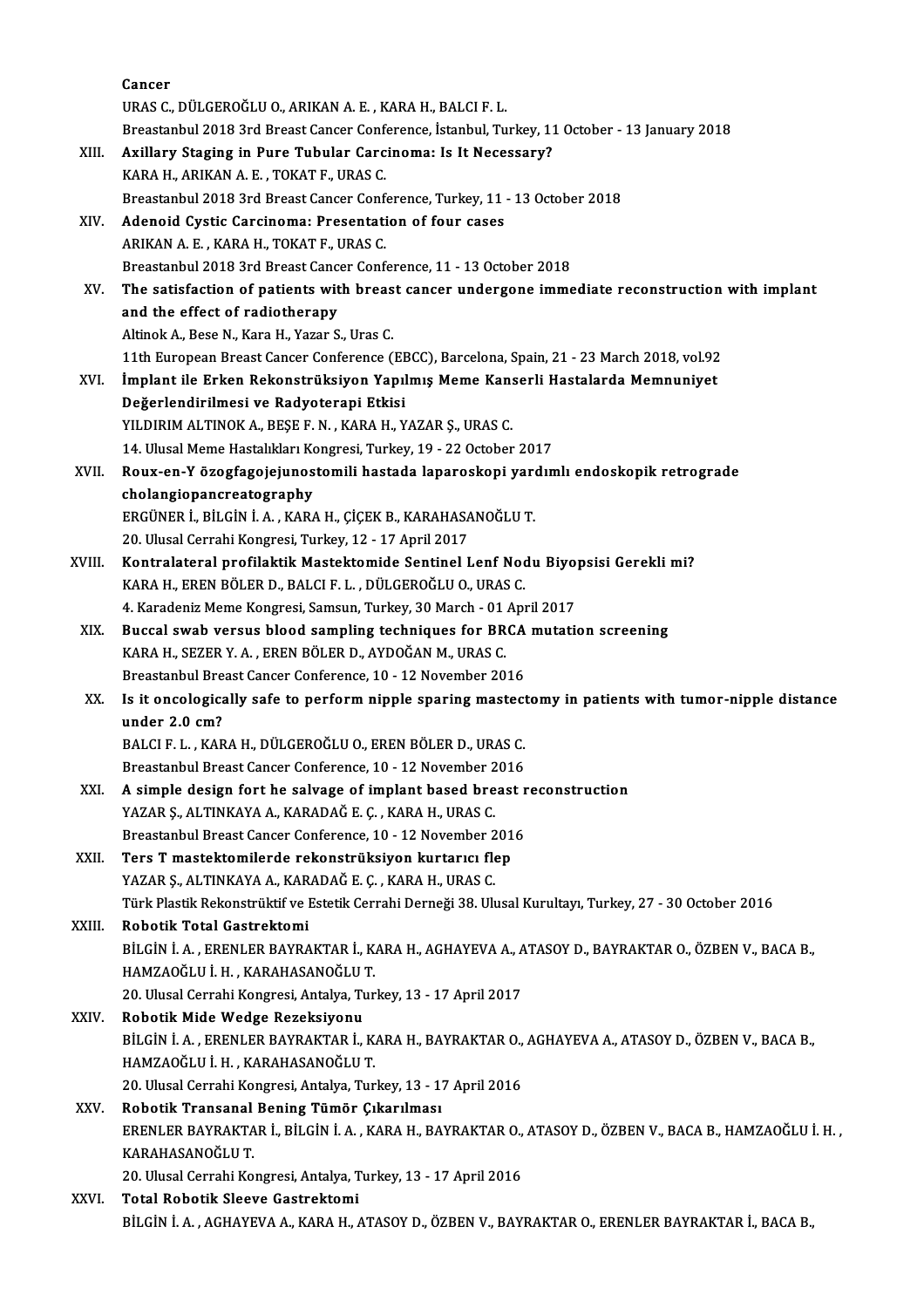Cancer
URAS C., DÜLGEROĞLU O., ARIKAN A. E. , KARA H., BALCI F. L.
Breastanbul 2018 3rd Breast Cancer Conference, İstanbul, Turkey, 11 October - 13 January 2018

XIII. **Axillary Staging in Pure Tubular Carcinoma: Is It Necessary?**
KARA H., ARIKAN A. E. , TOKAT F., URAS C.
Breastanbul 2018 3rd Breast Cancer Conference, Turkey, 11 - 13 October 2018

XIV. **Adenoid Cystic Carcinoma: Presentation of four cases**
ARIKAN A. E. , KARA H., TOKAT F., URAS C.
Breastanbul 2018 3rd Breast Cancer Conference, 11 - 13 October 2018

XV. **The satisfaction of patients with breast cancer undergone immediate reconstruction with implant and the effect of radiotherapy**
Altinok A., Bese N., Kara H., Yazar S., Uras C.
11th European Breast Cancer Conference (EBCC), Barcelona, Spain, 21 - 23 March 2018, vol.92

XVI. **İmplant ile Erken Rekonstrüksiyon Yapılmış Meme Kanserli Hastalarda Memnuniyet Değerlendirilmesi ve Radyoterapi Etkisi**
YILDIRIM ALTINOK A., BEŞE F. N. , KARA H., YAZAR Ş., URAS C.
14. Ulusal Meme Hastalıkları Kongresi, Turkey, 19 - 22 October 2017

XVII. **Roux-en-Y özogfagojejunostomili hastada laparoskopi yardımlı endoskopik retrograde cholangiopancreatography**
ERGÜNER İ., BİLGİN İ. A. , KARA H., ÇİÇEK B., KARAHASANOĞLU T.
20. Ulusal Cerrahi Kongresi, Turkey, 12 - 17 April 2017

XVIII. **Kontralateral profilaktik Mastektomide Sentinel Lenf Nodu Biyopsisi Gerekli mi?**
KARA H., EREN BÖLER D., BALCI F. L. , DÜLGEROĞLU O., URAS C.
4. Karadeniz Meme Kongresi, Samsun, Turkey, 30 March - 01 April 2017

XIX. **Buccal swab versus blood sampling techniques for BRCA mutation screening**
KARA H., SEZER Y. A. , EREN BÖLER D., AYDOĞAN M., URAS C.
Breastanbul Breast Cancer Conference, 10 - 12 November 2016

XX. **Is it oncologically safe to perform nipple sparing mastectomy in patients with tumor-nipple distance under 2.0 cm?**
BALCI F. L. , KARA H., DÜLGEROĞLU O., EREN BÖLER D., URAS C.
Breastanbul Breast Cancer Conference, 10 - 12 November 2016

XXI. **A simple design fort he salvage of implant based breast reconstruction**
YAZAR Ş., ALTINKAYA A., KARADAĞ E. Ç. , KARA H., URAS C.
Breastanbul Breast Cancer Conference, 10 - 12 November 2016

XXII. **Ters T mastektomilerde rekonstrüksiyon kurtarıcı flep**
YAZAR Ş., ALTINKAYA A., KARADAĞ E. Ç. , KARA H., URAS C.
Türk Plastik Rekonstrüktif ve Estetik Cerrahi Derneği 38. Ulusal Kurultayı, Turkey, 27 - 30 October 2016

XXIII. **Robotik Total Gastrektomi**
BİLGİN İ. A. , ERENLER BAYRAKTAR İ., KARA H., AGHAYEVA A., ATASOY D., BAYRAKTAR O., ÖZBEN V., BACA B., HAMZAOĞLU İ. H. , KARAHASANOĞLU T.
20. Ulusal Cerrahi Kongresi, Antalya, Turkey, 13 - 17 April 2017

XXIV. **Robotik Mide Wedge Rezeksiyonu**
BİLGİN İ. A. , ERENLER BAYRAKTAR İ., KARA H., BAYRAKTAR O., AGHAYEVA A., ATASOY D., ÖZBEN V., BACA B., HAMZAOĞLU İ. H. , KARAHASANOĞLU T.
20. Ulusal Cerrahi Kongresi, Antalya, Turkey, 13 - 17 April 2016

XXV. **Robotik Transanal Bening Tümör Çıkarılması**
ERENLER BAYRAKTAR İ., BİLGİN İ. A. , KARA H., BAYRAKTAR O., ATASOY D., ÖZBEN V., BACA B., HAMZAOĞLU İ. H. , KARAHASANOĞLU T.
20. Ulusal Cerrahi Kongresi, Antalya, Turkey, 13 - 17 April 2016

XXVI. **Total Robotik Sleeve Gastrektomi**
BİLGİN İ. A. , AGHAYEVA A., KARA H., ATASOY D., ÖZBEN V., BAYRAKTAR O., ERENLER BAYRAKTAR İ., BACA B.,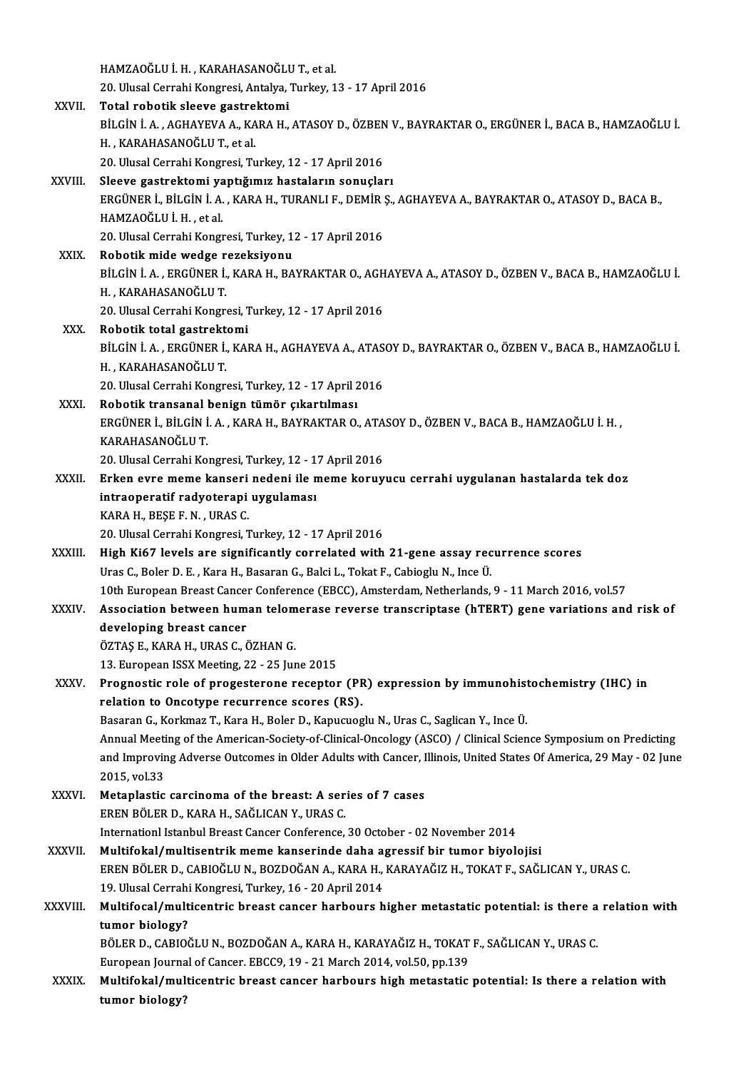HAMZAOĞLU İ. H. , KARAHASANOĞLU T., et al.
20. Ulusal Cerrahi Kongresi, Antalya, Turkey, 13 - 17 April 2016

XXVII. **Total robotik sleeve gastrektomi**
BİLGİN İ. A. , AGHAYEVA A., KARA H., ATASOY D., ÖZBEN V., BAYRAKTAR O., ERGÜNER İ., BACA B., HAMZAOĞLU İ. H. , KARAHASANOĞLU T., et al.
20. Ulusal Cerrahi Kongresi, Turkey, 12 - 17 April 2016

XXVIII. **Sleeve gastrektomi yaptığımız hastaların sonuçları**
ERGÜNER İ., BİLGİN İ. A. , KARA H., TURANLI F., DEMİR Ş., AGHAYEVA A., BAYRAKTAR O., ATASOY D., BACA B., HAMZAOĞLU İ. H. , et al.
20. Ulusal Cerrahi Kongresi, Turkey, 12 - 17 April 2016

XXIX. **Robotik mide wedge rezeksiyonu**
BİLGİN İ. A. , ERGÜNER İ., KARA H., BAYRAKTAR O., AGHAYEVA A., ATASOY D., ÖZBEN V., BACA B., HAMZAOĞLU İ. H. , KARAHASANOĞLU T.
20. Ulusal Cerrahi Kongresi, Turkey, 12 - 17 April 2016

XXX. **Robotik total gastrektomi**
BİLGİN İ. A. , ERGÜNER İ., KARA H., AGHAYEVA A., ATASOY D., BAYRAKTAR O., ÖZBEN V., BACA B., HAMZAOĞLU İ. H. , KARAHASANOĞLU T.
20. Ulusal Cerrahi Kongresi, Turkey, 12 - 17 April 2016

XXXI. **Robotik transanal benign tümör çıkartılması**
ERGÜNER İ., BİLGİN İ. A. , KARA H., BAYRAKTAR O., ATASOY D., ÖZBEN V., BACA B., HAMZAOĞLU İ. H. , KARAHASANOĞLU T.
20. Ulusal Cerrahi Kongresi, Turkey, 12 - 17 April 2016

XXXII. **Erken evre meme kanseri nedeni ile meme koruyucu cerrahi uygulanan hastalarda tek doz intraoperatif radyoterapi uygulaması**
KARA H., BEŞE F. N. , URAS C.
20. Ulusal Cerrahi Kongresi, Turkey, 12 - 17 April 2016

XXXIII. **High Ki67 levels are significantly correlated with 21-gene assay recurrence scores**
Uras C., Boler D. E. , Kara H., Basaran G., Balci L., Tokat F., Cabioglu N., Ince Ü.
10th European Breast Cancer Conference (EBCC), Amsterdam, Netherlands, 9 - 11 March 2016, vol.57

XXXIV. **Association between human telomerase reverse transcriptase (hTERT) gene variations and risk of developing breast cancer**
ÖZTAŞ E., KARA H., URAS C., ÖZHAN G.
13. European ISSX Meeting, 22 - 25 June 2015

XXXV. **Prognostic role of progesterone receptor (PR) expression by immunohistochemistry (IHC) in relation to Oncotype recurrence scores (RS).**
Basaran G., Korkmaz T., Kara H., Boler D., Kapucuoglu N., Uras C., Saglican Y., Ince Ü.
Annual Meeting of the American-Society-of-Clinical-Oncology (ASCO) / Clinical Science Symposium on Predicting and Improving Adverse Outcomes in Older Adults with Cancer, Illinois, United States Of America, 29 May - 02 June 2015, vol.33

XXXVI. **Metaplastic carcinoma of the breast: A series of 7 cases**
EREN BÖLER D., KARA H., SAĞLICAN Y., URAS C.
Internationl Istanbul Breast Cancer Conference, 30 October - 02 November 2014

XXXVII. **Multifokal/multisentrik meme kanserinde daha agressif bir tumor biyolojisi**
EREN BÖLER D., CABIOĞLU N., BOZDOĞAN A., KARA H., KARAYAĞIZ H., TOKAT F., SAĞLICAN Y., URAS C.
19. Ulusal Cerrahi Kongresi, Turkey, 16 - 20 April 2014

XXXVIII. **Multifocal/multicentric breast cancer harbours higher metastatic potential: is there a relation with tumor biology?**
BÖLER D., CABIOĞLU N., BOZDOĞAN A., KARA H., KARAYAĞIZ H., TOKAT F., SAĞLICAN Y., URAS C.
European Journal of Cancer. EBCC9, 19 - 21 March 2014, vol.50, pp.139

XXXIX. **Multifokal/multicentric breast cancer harbours high metastatic potential: Is there a relation with tumor biology?**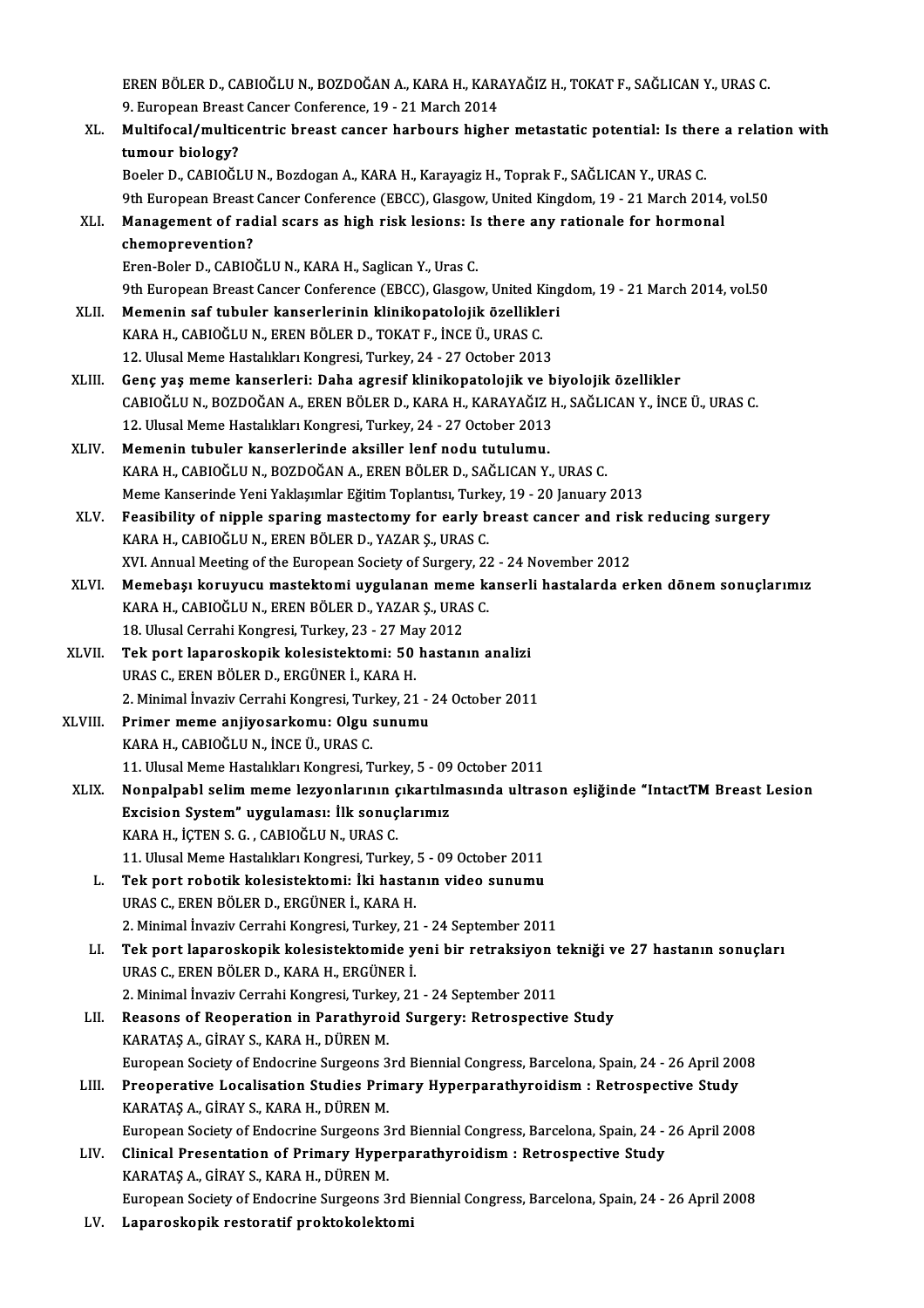EREN BÖLER D., CABIOĞLU N., BOZDOĞAN A., KARA H., KARAYAĞIZ H., TOKAT F., SAĞLICAN Y., URAS C.
9. European Breast Cancer Conference, 19 - 21 March 2014

XL. **Multifocal/multicentric breast cancer harbours higher metastatic potential: Is there a relation with tumour biology?**
Boeler D., CABIOĞLU N., Bozdogan A., KARA H., Karayagiz H., Toprak F., SAĞLICAN Y., URAS C.
9th European Breast Cancer Conference (EBCC), Glasgow, United Kingdom, 19 - 21 March 2014, vol.50

XLI. **Management of radial scars as high risk lesions: Is there any rationale for hormonal chemoprevention?**
Eren-Boler D., CABIOĞLU N., KARA H., Saglican Y., Uras C.
9th European Breast Cancer Conference (EBCC), Glasgow, United Kingdom, 19 - 21 March 2014, vol.50

XLII. **Memenin saf tubuler kanserlerinin klinikopatolojik özellikleri**
KARA H., CABIOĞLU N., EREN BÖLER D., TOKAT F., İNCE Ü., URAS C.
12. Ulusal Meme Hastalıkları Kongresi, Turkey, 24 - 27 October 2013

XLIII. **Genç yaş meme kanserleri: Daha agresif klinikopatolojik ve biyolojik özellikler**
CABIOĞLU N., BOZDOĞAN A., EREN BÖLER D., KARA H., KARAYAĞIZ H., SAĞLICAN Y., İNCE Ü., URAS C.
12. Ulusal Meme Hastalıkları Kongresi, Turkey, 24 - 27 October 2013

XLIV. **Memenin tubuler kanserlerinde aksiller lenf nodu tutulumu.**
KARA H., CABIOĞLU N., BOZDOĞAN A., EREN BÖLER D., SAĞLICAN Y., URAS C.
Meme Kanserinde Yeni Yaklaşımlar Eğitim Toplantısı, Turkey, 19 - 20 January 2013

XLV. **Feasibility of nipple sparing mastectomy for early breast cancer and risk reducing surgery**
KARA H., CABIOĞLU N., EREN BÖLER D., YAZAR Ş., URAS C.
XVI. Annual Meeting of the European Society of Surgery, 22 - 24 November 2012

XLVI. **Memebaşı koruyucu mastektomi uygulanan meme kanserli hastalarda erken dönem sonuçlarımız**
KARA H., CABIOĞLU N., EREN BÖLER D., YAZAR Ş., URAS C.
18. Ulusal Cerrahi Kongresi, Turkey, 23 - 27 May 2012

XLVII. **Tek port laparoskopik kolesistektomi: 50 hastanın analizi**
URAS C., EREN BÖLER D., ERGÜNER İ., KARA H.
2. Minimal İnvaziv Cerrahi Kongresi, Turkey, 21 - 24 October 2011

XLVIII. **Primer meme anjiyosarkomu: Olgu sunumu**
KARA H., CABIOĞLU N., İNCE Ü., URAS C.
11. Ulusal Meme Hastalıkları Kongresi, Turkey, 5 - 09 October 2011

XLIX. **Nonpalpabl selim meme lezyonlarının çıkartılmasında ultrason eşliğinde "IntactTM Breast Lesion Excision System" uygulaması: İlk sonuçlarımız**
KARA H., İÇTEN S. G. , CABIOĞLU N., URAS C.
11. Ulusal Meme Hastalıkları Kongresi, Turkey, 5 - 09 October 2011

L. **Tek port robotik kolesistektomi: İki hastanın video sunumu**
URAS C., EREN BÖLER D., ERGÜNER İ., KARA H.
2. Minimal İnvaziv Cerrahi Kongresi, Turkey, 21 - 24 September 2011

LI. **Tek port laparoskopik kolesistektomide yeni bir retraksiyon tekniği ve 27 hastanın sonuçları**
URAS C., EREN BÖLER D., KARA H., ERGÜNER İ.
2. Minimal İnvaziv Cerrahi Kongresi, Turkey, 21 - 24 September 2011

LII. **Reasons of Reoperation in Parathyroid Surgery: Retrospective Study**
KARATAŞ A., GİRAY S., KARA H., DÜREN M.
European Society of Endocrine Surgeons 3rd Biennial Congress, Barcelona, Spain, 24 - 26 April 2008

LIII. **Preoperative Localisation Studies Primary Hyperparathyroidism : Retrospective Study**
KARATAŞ A., GİRAY S., KARA H., DÜREN M.
European Society of Endocrine Surgeons 3rd Biennial Congress, Barcelona, Spain, 24 - 26 April 2008

LIV. **Clinical Presentation of Primary Hyperparathyroidism : Retrospective Study**
KARATAŞ A., GİRAY S., KARA H., DÜREN M.
European Society of Endocrine Surgeons 3rd Biennial Congress, Barcelona, Spain, 24 - 26 April 2008

LV. **Laparoskopik restoratif proktokolektomi**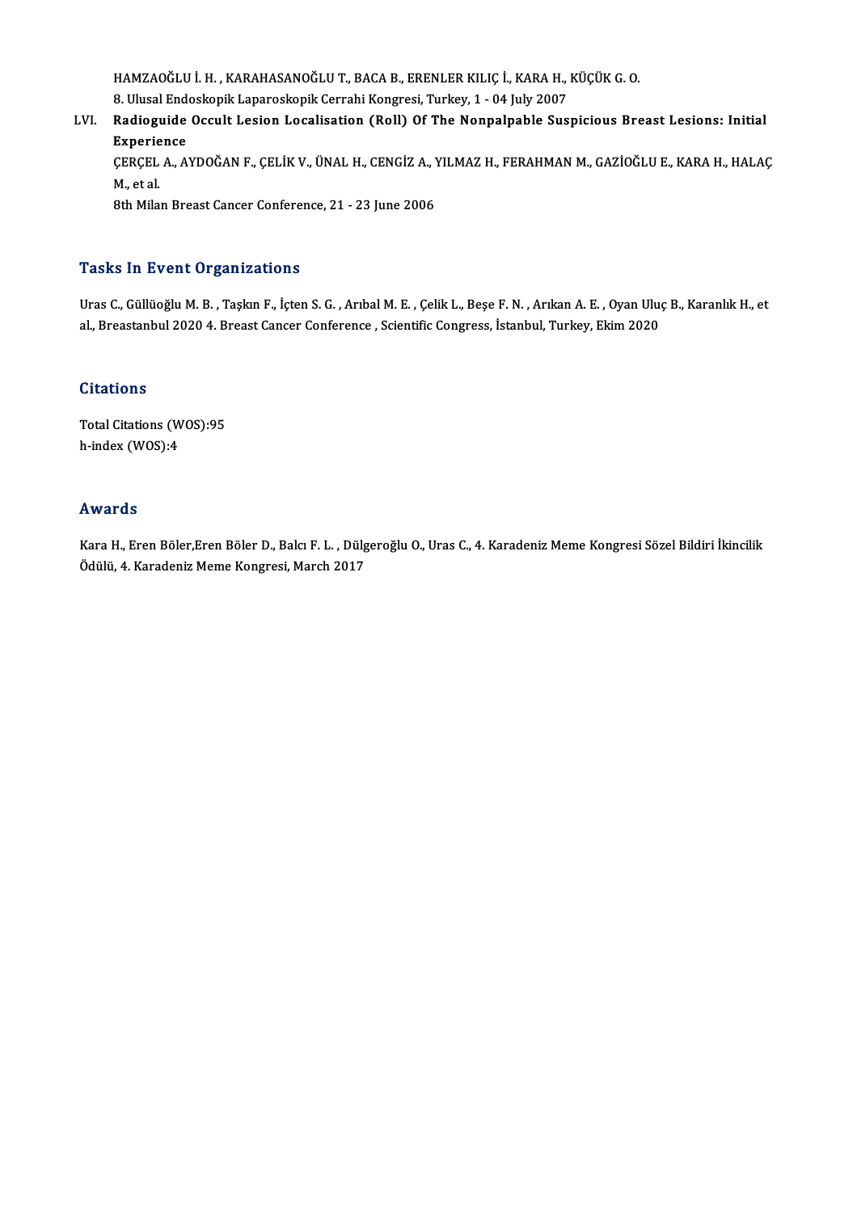HAMZAOĞLU İ. H. , KARAHASANOĞLU T., BACA B., ERENLER KILIÇ İ., KARA H., KÜÇÜK G. O.
8. Ulusal Endoskopik Laparoskopik Cerrahi Kongresi, Turkey, 1 - 04 July 2007

LVI. **Radioguide Occult Lesion Localisation (Roll) Of The Nonpalpable Suspicious Breast Lesions: Initial Experience**
ÇERÇEL A., AYDOĞAN F., ÇELİK V., ÜNAL H., CENGİZ A., YILMAZ H., FERAHMAN M., GAZİOĞLU E., KARA H., HALAÇ M., et al.
8th Milan Breast Cancer Conference, 21 - 23 June 2006

## Tasks In Event Organizations

Uras C., Güllüoğlu M. B. , Taşkın F., İçten S. G. , Arıbal M. E. , Çelik L., Beşe F. N. , Arıkan A. E. , Oyan Uluç B., Karanlık H., et al., Breastanbul 2020 4. Breast Cancer Conference , Scientific Congress, İstanbul, Turkey, Ekim 2020

## Citations

Total Citations (WOS):95
h-index (WOS):4

## Awards

Kara H., Eren Böler,Eren Böler D., Balcı F. L. , Dülgeroğlu O., Uras C., 4. Karadeniz Meme Kongresi Sözel Bildiri İkincilik Ödülü, 4. Karadeniz Meme Kongresi, March 2017